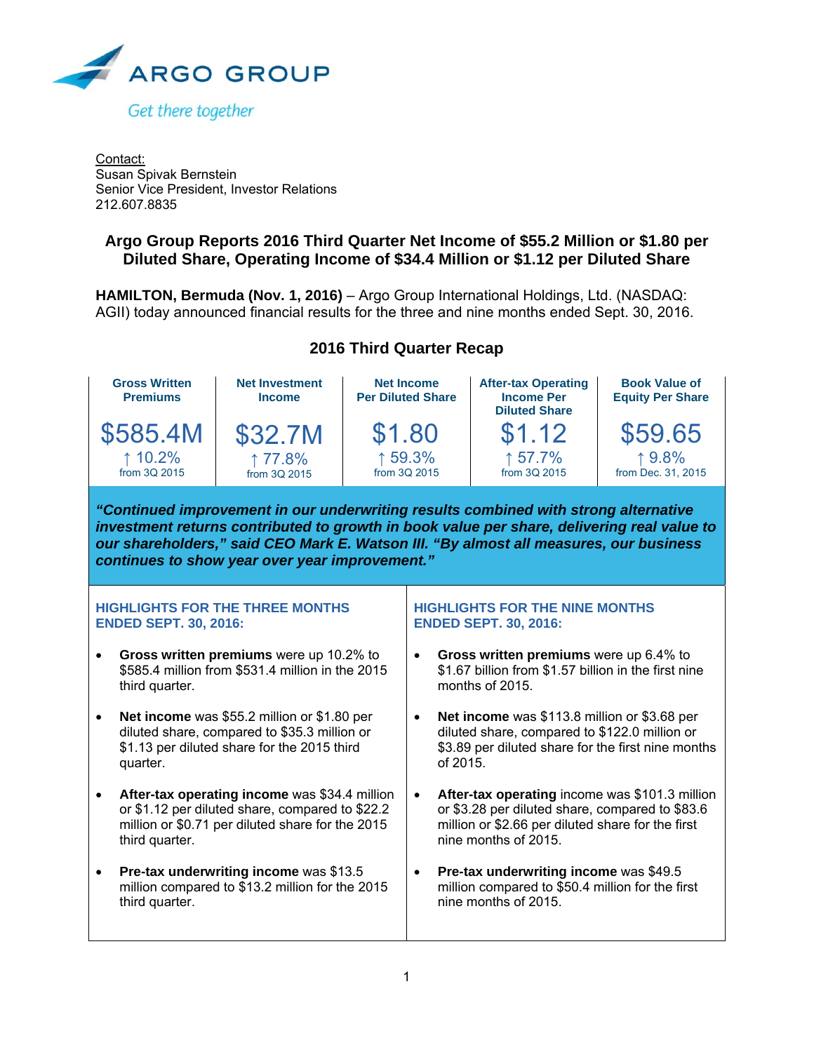ARGO GROUP

Get there together

Contact:
Susan Spivak Bernstein
Senior Vice President, Investor Relations
212.607.8835

# Argo Group Reports 2016 Third Quarter Net Income of $55.2 Million or $1.80 per Diluted Share, Operating Income of $34.4 Million or $1.12 per Diluted Share

**HAMILTON, Bermuda (Nov. 1, 2016)** – Argo Group International Holdings, Ltd. (NASDAQ: AGII) today announced financial results for the three and nine months ended Sept. 30, 2016.

## 2016 Third Quarter Recap

| Gross Written Premiums | Net Investment Income | Net Income Per Diluted Share | After-tax Operating Income Per Diluted Share | Book Value of Equity Per Share |
|---|---|---|---|---|
| $585.4M | $32.7M | $1.80 | $1.12 | $59.65 |
| ↑ 10.2% from 3Q 2015 | ↑ 77.8% from 3Q 2015 | ↑ 59.3% from 3Q 2015 | ↑ 57.7% from 3Q 2015 | ↑ 9.8% from Dec. 31, 2015 |

***"Continued improvement in our underwriting results combined with strong alternative investment returns contributed to growth in book value per share, delivering real value to our shareholders," said CEO Mark E. Watson III. "By almost all measures, our business continues to show year over year improvement."***

### HIGHLIGHTS FOR THE THREE MONTHS ENDED SEPT. 30, 2016:

- **Gross written premiums** were up 10.2% to $585.4 million from $531.4 million in the 2015 third quarter.
- **Net income** was $55.2 million or $1.80 per diluted share, compared to $35.3 million or $1.13 per diluted share for the 2015 third quarter.
- **After-tax operating income** was $34.4 million or $1.12 per diluted share, compared to $22.2 million or $0.71 per diluted share for the 2015 third quarter.
- **Pre-tax underwriting income** was $13.5 million compared to $13.2 million for the 2015 third quarter.

### HIGHLIGHTS FOR THE NINE MONTHS ENDED SEPT. 30, 2016:

- **Gross written premiums** were up 6.4% to $1.67 billion from $1.57 billion in the first nine months of 2015.
- **Net income** was $113.8 million or $3.68 per diluted share, compared to $122.0 million or $3.89 per diluted share for the first nine months of 2015.
- **After-tax operating** income was $101.3 million or $3.28 per diluted share, compared to $83.6 million or $2.66 per diluted share for the first nine months of 2015.
- **Pre-tax underwriting income** was $49.5 million compared to $50.4 million for the first nine months of 2015.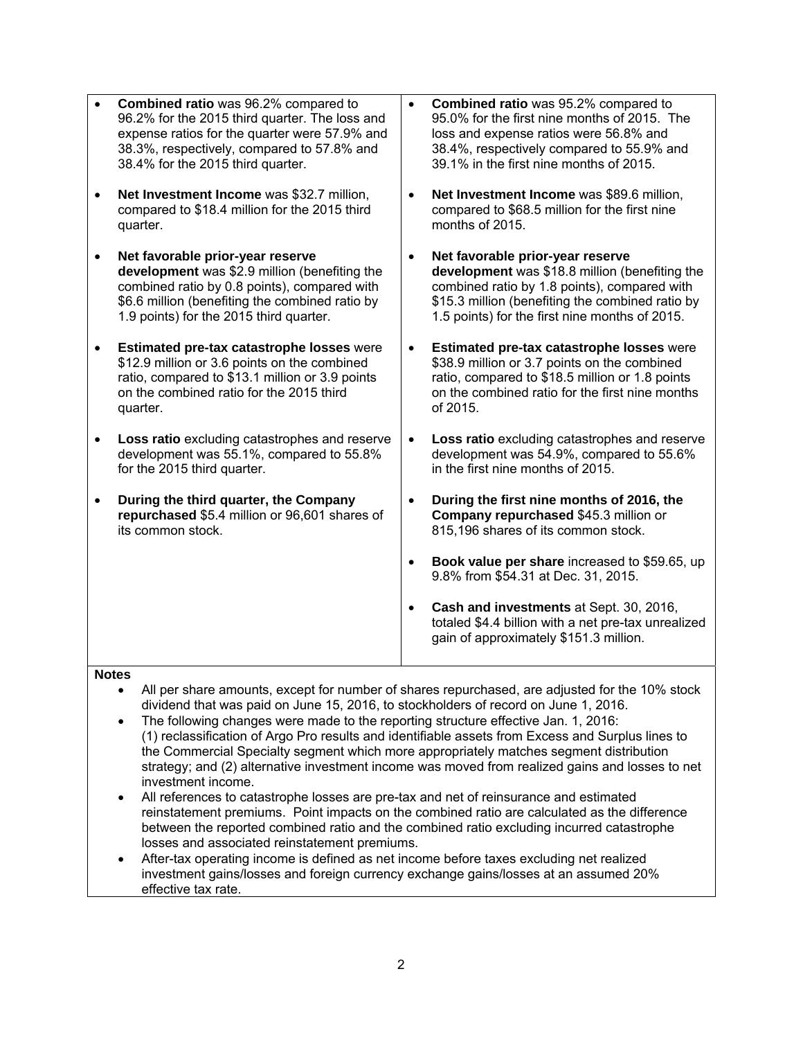- **Combined ratio** was 96.2% compared to 96.2% for the 2015 third quarter. The loss and expense ratios for the quarter were 57.9% and 38.3%, respectively, compared to 57.8% and 38.4% for the 2015 third quarter.
- **Net Investment Income** was $32.7 million, compared to $18.4 million for the 2015 third quarter.
- **Net favorable prior-year reserve development** was $2.9 million (benefiting the combined ratio by 0.8 points), compared with $6.6 million (benefiting the combined ratio by 1.9 points) for the 2015 third quarter.
- **Estimated pre-tax catastrophe losses** were $12.9 million or 3.6 points on the combined ratio, compared to $13.1 million or 3.9 points on the combined ratio for the 2015 third quarter.
- **Loss ratio** excluding catastrophes and reserve development was 55.1%, compared to 55.8% for the 2015 third quarter.
- **During the third quarter, the Company repurchased** $5.4 million or 96,601 shares of its common stock.

- **Combined ratio** was 95.2% compared to 95.0% for the first nine months of 2015. The loss and expense ratios were 56.8% and 38.4%, respectively compared to 55.9% and 39.1% in the first nine months of 2015.
- **Net Investment Income** was $89.6 million, compared to $68.5 million for the first nine months of 2015.
- **Net favorable prior-year reserve development** was $18.8 million (benefiting the combined ratio by 1.8 points), compared with $15.3 million (benefiting the combined ratio by 1.5 points) for the first nine months of 2015.
- **Estimated pre-tax catastrophe losses** were $38.9 million or 3.7 points on the combined ratio, compared to $18.5 million or 1.8 points on the combined ratio for the first nine months of 2015.
- **Loss ratio** excluding catastrophes and reserve development was 54.9%, compared to 55.6% in the first nine months of 2015.
- **During the first nine months of 2016, the Company repurchased** $45.3 million or 815,196 shares of its common stock.
- **Book value per share** increased to $59.65, up 9.8% from $54.31 at Dec. 31, 2015.
- **Cash and investments** at Sept. 30, 2016, totaled $4.4 billion with a net pre-tax unrealized gain of approximately $151.3 million.

**Notes**

- All per share amounts, except for number of shares repurchased, are adjusted for the 10% stock dividend that was paid on June 15, 2016, to stockholders of record on June 1, 2016.
- The following changes were made to the reporting structure effective Jan. 1, 2016: (1) reclassification of Argo Pro results and identifiable assets from Excess and Surplus lines to the Commercial Specialty segment which more appropriately matches segment distribution strategy; and (2) alternative investment income was moved from realized gains and losses to net investment income.
- All references to catastrophe losses are pre-tax and net of reinsurance and estimated reinstatement premiums. Point impacts on the combined ratio are calculated as the difference between the reported combined ratio and the combined ratio excluding incurred catastrophe losses and associated reinstatement premiums.
- After-tax operating income is defined as net income before taxes excluding net realized investment gains/losses and foreign currency exchange gains/losses at an assumed 20% effective tax rate.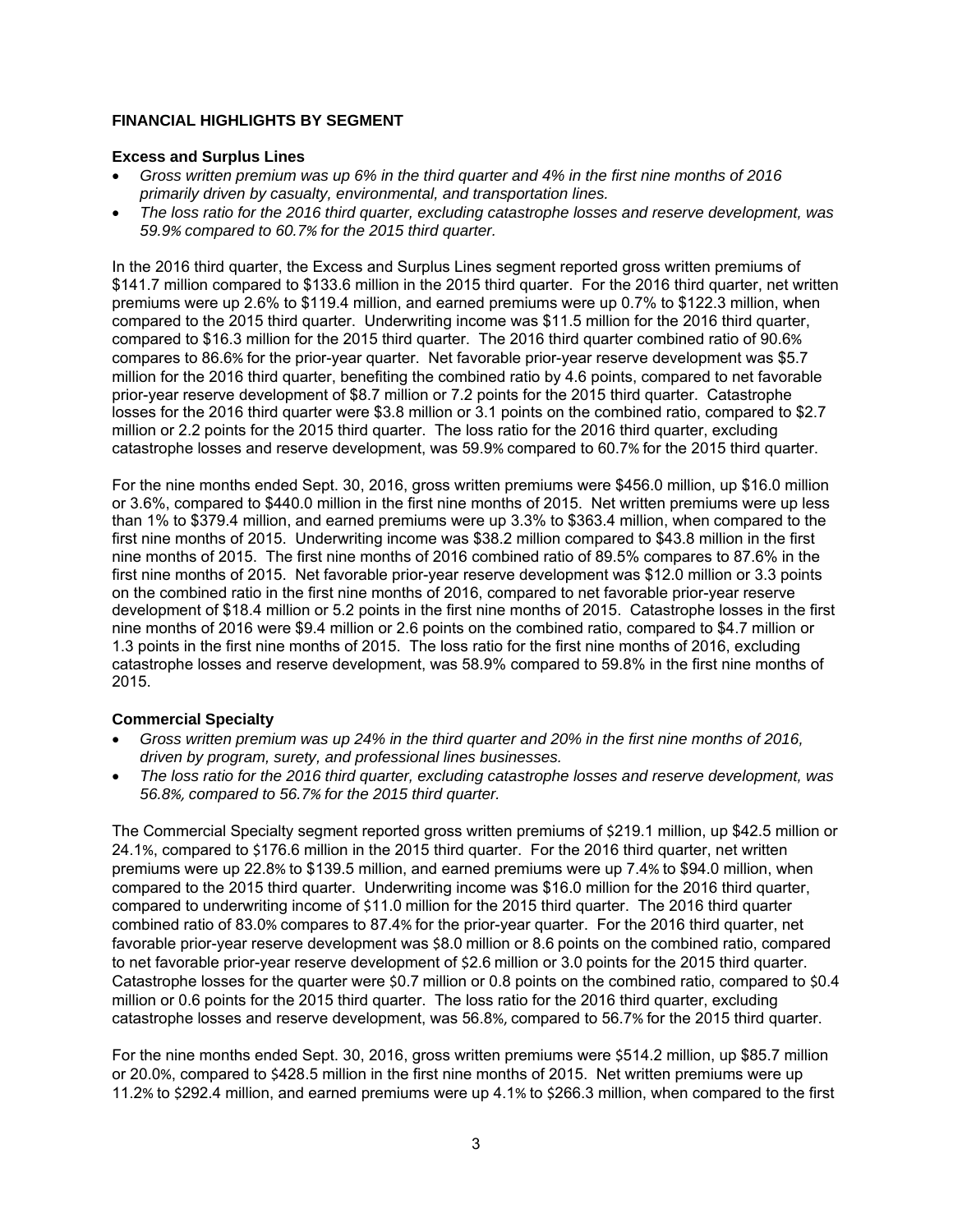## FINANCIAL HIGHLIGHTS BY SEGMENT

### Excess and Surplus Lines

- *Gross written premium was up 6% in the third quarter and 4% in the first nine months of 2016 primarily driven by casualty, environmental, and transportation lines.*
- *The loss ratio for the 2016 third quarter, excluding catastrophe losses and reserve development, was 59.9% compared to 60.7% for the 2015 third quarter.*

In the 2016 third quarter, the Excess and Surplus Lines segment reported gross written premiums of $141.7 million compared to $133.6 million in the 2015 third quarter. For the 2016 third quarter, net written premiums were up 2.6% to $119.4 million, and earned premiums were up 0.7% to $122.3 million, when compared to the 2015 third quarter. Underwriting income was $11.5 million for the 2016 third quarter, compared to $16.3 million for the 2015 third quarter. The 2016 third quarter combined ratio of 90.6% compares to 86.6% for the prior-year quarter. Net favorable prior-year reserve development was $5.7 million for the 2016 third quarter, benefiting the combined ratio by 4.6 points, compared to net favorable prior-year reserve development of $8.7 million or 7.2 points for the 2015 third quarter. Catastrophe losses for the 2016 third quarter were $3.8 million or 3.1 points on the combined ratio, compared to $2.7 million or 2.2 points for the 2015 third quarter. The loss ratio for the 2016 third quarter, excluding catastrophe losses and reserve development, was 59.9% compared to 60.7% for the 2015 third quarter.

For the nine months ended Sept. 30, 2016, gross written premiums were $456.0 million, up $16.0 million or 3.6%, compared to $440.0 million in the first nine months of 2015. Net written premiums were up less than 1% to $379.4 million, and earned premiums were up 3.3% to $363.4 million, when compared to the first nine months of 2015. Underwriting income was $38.2 million compared to $43.8 million in the first nine months of 2015. The first nine months of 2016 combined ratio of 89.5% compares to 87.6% in the first nine months of 2015. Net favorable prior-year reserve development was $12.0 million or 3.3 points on the combined ratio in the first nine months of 2016, compared to net favorable prior-year reserve development of $18.4 million or 5.2 points in the first nine months of 2015. Catastrophe losses in the first nine months of 2016 were $9.4 million or 2.6 points on the combined ratio, compared to $4.7 million or 1.3 points in the first nine months of 2015. The loss ratio for the first nine months of 2016, excluding catastrophe losses and reserve development, was 58.9% compared to 59.8% in the first nine months of 2015.

### Commercial Specialty

- *Gross written premium was up 24% in the third quarter and 20% in the first nine months of 2016, driven by program, surety, and professional lines businesses.*
- *The loss ratio for the 2016 third quarter, excluding catastrophe losses and reserve development, was 56.8%, compared to 56.7% for the 2015 third quarter.*

The Commercial Specialty segment reported gross written premiums of $219.1 million, up $42.5 million or 24.1%, compared to $176.6 million in the 2015 third quarter. For the 2016 third quarter, net written premiums were up 22.8% to $139.5 million, and earned premiums were up 7.4% to $94.0 million, when compared to the 2015 third quarter. Underwriting income was $16.0 million for the 2016 third quarter, compared to underwriting income of $11.0 million for the 2015 third quarter. The 2016 third quarter combined ratio of 83.0% compares to 87.4% for the prior-year quarter. For the 2016 third quarter, net favorable prior-year reserve development was $8.0 million or 8.6 points on the combined ratio, compared to net favorable prior-year reserve development of $2.6 million or 3.0 points for the 2015 third quarter. Catastrophe losses for the quarter were $0.7 million or 0.8 points on the combined ratio, compared to $0.4 million or 0.6 points for the 2015 third quarter. The loss ratio for the 2016 third quarter, excluding catastrophe losses and reserve development, was 56.8%, compared to 56.7% for the 2015 third quarter.

For the nine months ended Sept. 30, 2016, gross written premiums were $514.2 million, up $85.7 million or 20.0%, compared to $428.5 million in the first nine months of 2015. Net written premiums were up 11.2% to $292.4 million, and earned premiums were up 4.1% to $266.3 million, when compared to the first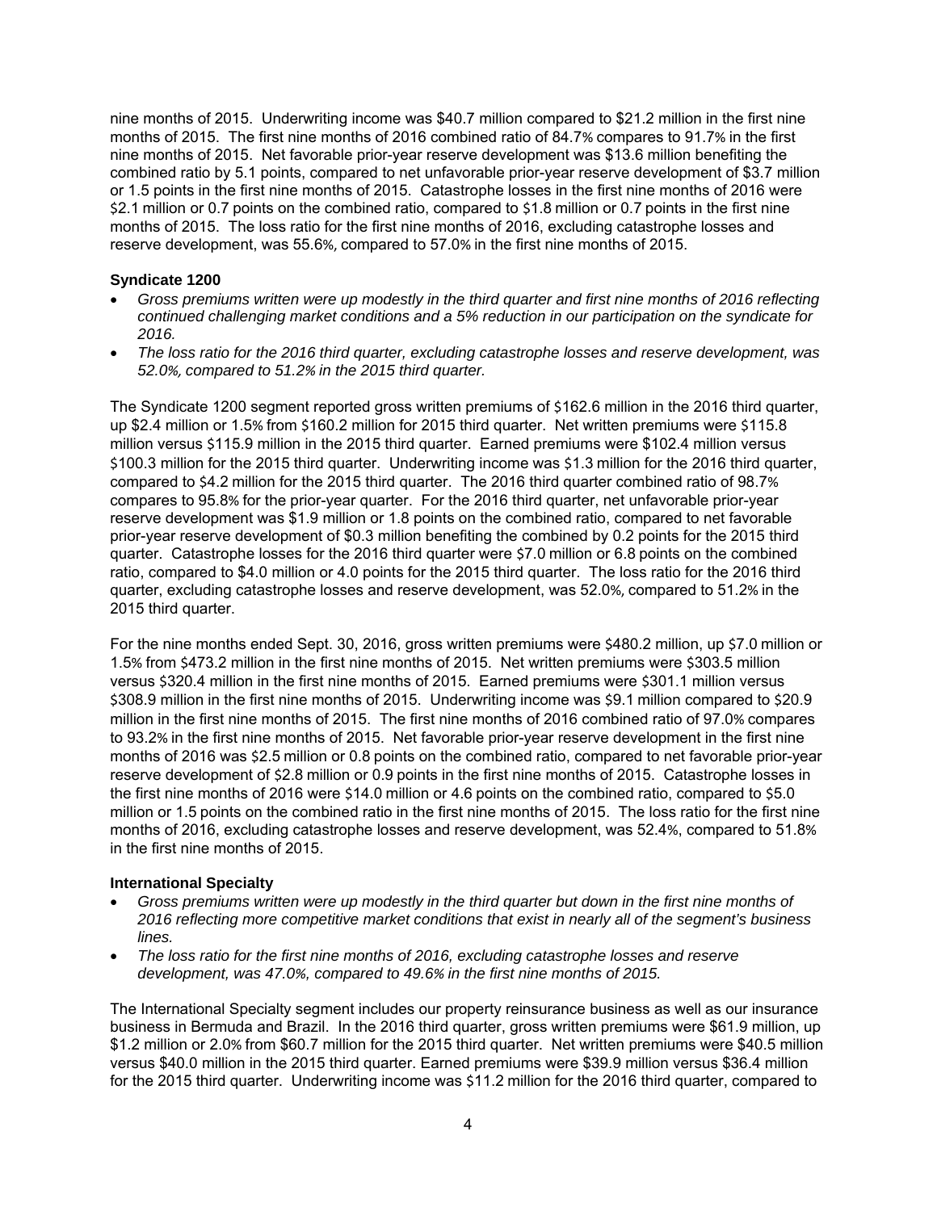nine months of 2015. Underwriting income was $40.7 million compared to $21.2 million in the first nine months of 2015. The first nine months of 2016 combined ratio of 84.7% compares to 91.7% in the first nine months of 2015. Net favorable prior-year reserve development was $13.6 million benefiting the combined ratio by 5.1 points, compared to net unfavorable prior-year reserve development of $3.7 million or 1.5 points in the first nine months of 2015. Catastrophe losses in the first nine months of 2016 were $2.1 million or 0.7 points on the combined ratio, compared to $1.8 million or 0.7 points in the first nine months of 2015. The loss ratio for the first nine months of 2016, excluding catastrophe losses and reserve development, was 55.6%, compared to 57.0% in the first nine months of 2015.

**Syndicate 1200**

- *Gross premiums written were up modestly in the third quarter and first nine months of 2016 reflecting continued challenging market conditions and a 5% reduction in our participation on the syndicate for 2016.*
- *The loss ratio for the 2016 third quarter, excluding catastrophe losses and reserve development, was 52.0%, compared to 51.2% in the 2015 third quarter.*

The Syndicate 1200 segment reported gross written premiums of $162.6 million in the 2016 third quarter, up $2.4 million or 1.5% from $160.2 million for 2015 third quarter. Net written premiums were $115.8 million versus $115.9 million in the 2015 third quarter. Earned premiums were $102.4 million versus $100.3 million for the 2015 third quarter. Underwriting income was $1.3 million for the 2016 third quarter, compared to $4.2 million for the 2015 third quarter. The 2016 third quarter combined ratio of 98.7% compares to 95.8% for the prior-year quarter. For the 2016 third quarter, net unfavorable prior-year reserve development was $1.9 million or 1.8 points on the combined ratio, compared to net favorable prior-year reserve development of $0.3 million benefiting the combined by 0.2 points for the 2015 third quarter. Catastrophe losses for the 2016 third quarter were $7.0 million or 6.8 points on the combined ratio, compared to $4.0 million or 4.0 points for the 2015 third quarter. The loss ratio for the 2016 third quarter, excluding catastrophe losses and reserve development, was 52.0%, compared to 51.2% in the 2015 third quarter.

For the nine months ended Sept. 30, 2016, gross written premiums were $480.2 million, up $7.0 million or 1.5% from $473.2 million in the first nine months of 2015. Net written premiums were $303.5 million versus $320.4 million in the first nine months of 2015. Earned premiums were $301.1 million versus $308.9 million in the first nine months of 2015. Underwriting income was $9.1 million compared to $20.9 million in the first nine months of 2015. The first nine months of 2016 combined ratio of 97.0% compares to 93.2% in the first nine months of 2015. Net favorable prior-year reserve development in the first nine months of 2016 was $2.5 million or 0.8 points on the combined ratio, compared to net favorable prior-year reserve development of $2.8 million or 0.9 points in the first nine months of 2015. Catastrophe losses in the first nine months of 2016 were $14.0 million or 4.6 points on the combined ratio, compared to $5.0 million or 1.5 points on the combined ratio in the first nine months of 2015. The loss ratio for the first nine months of 2016, excluding catastrophe losses and reserve development, was 52.4%, compared to 51.8% in the first nine months of 2015.

**International Specialty**

- *Gross premiums written were up modestly in the third quarter but down in the first nine months of 2016 reflecting more competitive market conditions that exist in nearly all of the segment's business lines.*
- *The loss ratio for the first nine months of 2016, excluding catastrophe losses and reserve development, was 47.0%, compared to 49.6% in the first nine months of 2015.*

The International Specialty segment includes our property reinsurance business as well as our insurance business in Bermuda and Brazil. In the 2016 third quarter, gross written premiums were $61.9 million, up $1.2 million or 2.0% from $60.7 million for the 2015 third quarter. Net written premiums were $40.5 million versus $40.0 million in the 2015 third quarter. Earned premiums were $39.9 million versus $36.4 million for the 2015 third quarter. Underwriting income was $11.2 million for the 2016 third quarter, compared to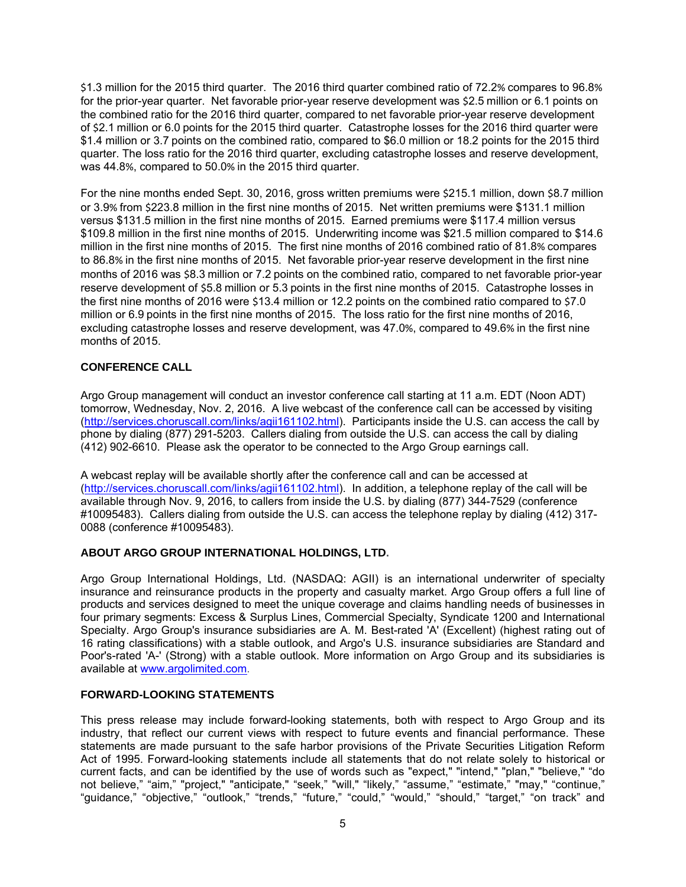$1.3 million for the 2015 third quarter. The 2016 third quarter combined ratio of 72.2% compares to 96.8% for the prior-year quarter. Net favorable prior-year reserve development was $2.5 million or 6.1 points on the combined ratio for the 2016 third quarter, compared to net favorable prior-year reserve development of $2.1 million or 6.0 points for the 2015 third quarter. Catastrophe losses for the 2016 third quarter were $1.4 million or 3.7 points on the combined ratio, compared to $6.0 million or 18.2 points for the 2015 third quarter. The loss ratio for the 2016 third quarter, excluding catastrophe losses and reserve development, was 44.8%, compared to 50.0% in the 2015 third quarter.

For the nine months ended Sept. 30, 2016, gross written premiums were $215.1 million, down $8.7 million or 3.9% from $223.8 million in the first nine months of 2015. Net written premiums were $131.1 million versus $131.5 million in the first nine months of 2015. Earned premiums were $117.4 million versus $109.8 million in the first nine months of 2015. Underwriting income was $21.5 million compared to $14.6 million in the first nine months of 2015. The first nine months of 2016 combined ratio of 81.8% compares to 86.8% in the first nine months of 2015. Net favorable prior-year reserve development in the first nine months of 2016 was $8.3 million or 7.2 points on the combined ratio, compared to net favorable prior-year reserve development of $5.8 million or 5.3 points in the first nine months of 2015. Catastrophe losses in the first nine months of 2016 were $13.4 million or 12.2 points on the combined ratio compared to $7.0 million or 6.9 points in the first nine months of 2015. The loss ratio for the first nine months of 2016, excluding catastrophe losses and reserve development, was 47.0%, compared to 49.6% in the first nine months of 2015.

**CONFERENCE CALL**

Argo Group management will conduct an investor conference call starting at 11 a.m. EDT (Noon ADT) tomorrow, Wednesday, Nov. 2, 2016. A live webcast of the conference call can be accessed by visiting (http://services.choruscall.com/links/agii161102.html). Participants inside the U.S. can access the call by phone by dialing (877) 291-5203. Callers dialing from outside the U.S. can access the Argo Group earnings call by dialing (412) 902-6610. Please ask the operator to be connected to the Argo Group earnings call.

A webcast replay will be available shortly after the conference call and can be accessed at (http://services.choruscall.com/links/agii161102.html). In addition, a telephone replay of the call will be available through Nov. 9, 2016, to callers from inside the U.S. by dialing (877) 344-7529 (conference #10095483). Callers dialing from outside the U.S. can access the telephone replay by dialing (412) 317-0088 (conference #10095483).

**ABOUT ARGO GROUP INTERNATIONAL HOLDINGS, LTD.**

Argo Group International Holdings, Ltd. (NASDAQ: AGII) is an international underwriter of specialty insurance and reinsurance products in the property and casualty market. Argo Group offers a full line of products and services designed to meet the unique coverage and claims handling needs of businesses in four primary segments: Excess & Surplus Lines, Commercial Specialty, Syndicate 1200 and International Specialty. Argo Group's insurance subsidiaries are A. M. Best-rated 'A' (Excellent) (highest rating out of 16 rating classifications) with a stable outlook, and Argo's U.S. insurance subsidiaries are Standard and Poor's-rated 'A-' (Strong) with a stable outlook. More information on Argo Group and its subsidiaries is available at www.argolimited.com.

**FORWARD-LOOKING STATEMENTS**

This press release may include forward-looking statements, both with respect to Argo Group and its industry, that reflect our current views with respect to future events and financial performance. These statements are made pursuant to the safe harbor provisions of the Private Securities Litigation Reform Act of 1995. Forward-looking statements include all statements that do not relate solely to historical or current facts, and can be identified by the use of words such as "expect," "intend," "plan," "believe," "do not believe," "aim," "project," "anticipate," "seek," "will," "likely," "assume," "estimate," "may," "continue," "guidance," "objective," "outlook," "trends," "future," "could," "would," "should," "target," "on track" and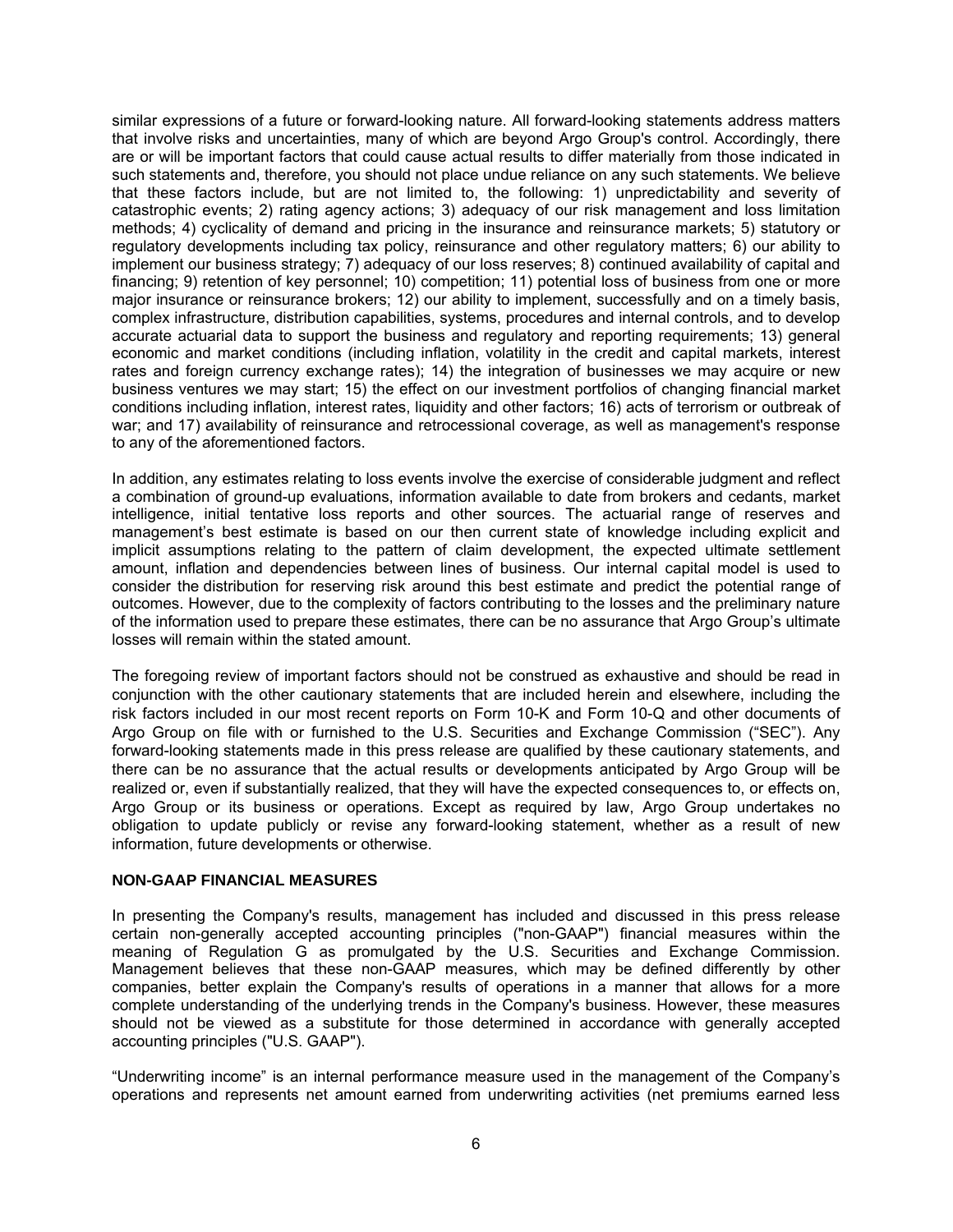similar expressions of a future or forward-looking nature. All forward-looking statements address matters that involve risks and uncertainties, many of which are beyond Argo Group's control. Accordingly, there are or will be important factors that could cause actual results to differ materially from those indicated in such statements and, therefore, you should not place undue reliance on any such statements. We believe that these factors include, but are not limited to, the following: 1) unpredictability and severity of catastrophic events; 2) rating agency actions; 3) adequacy of our risk management and loss limitation methods; 4) cyclicality of demand and pricing in the insurance and reinsurance markets; 5) statutory or regulatory developments including tax policy, reinsurance and other regulatory matters; 6) our ability to implement our business strategy; 7) adequacy of our loss reserves; 8) continued availability of capital and financing; 9) retention of key personnel; 10) competition; 11) potential loss of business from one or more major insurance or reinsurance brokers; 12) our ability to implement, successfully and on a timely basis, complex infrastructure, distribution capabilities, systems, procedures and internal controls, and to develop accurate actuarial data to support the business and regulatory and reporting requirements; 13) general economic and market conditions (including inflation, volatility in the credit and capital markets, interest rates and foreign currency exchange rates); 14) the integration of businesses we may acquire or new business ventures we may start; 15) the effect on our investment portfolios of changing financial market conditions including inflation, interest rates, liquidity and other factors; 16) acts of terrorism or outbreak of war; and 17) availability of reinsurance and retrocessional coverage, as well as management's response to any of the aforementioned factors.

In addition, any estimates relating to loss events involve the exercise of considerable judgment and reflect a combination of ground-up evaluations, information available to date from brokers and cedants, market intelligence, initial tentative loss reports and other sources. The actuarial range of reserves and management's best estimate is based on our then current state of knowledge including explicit and implicit assumptions relating to the pattern of claim development, the expected ultimate settlement amount, inflation and dependencies between lines of business. Our internal capital model is used to consider the distribution for reserving risk around this best estimate and predict the potential range of outcomes. However, due to the complexity of factors contributing to the losses and the preliminary nature of the information used to prepare these estimates, there can be no assurance that Argo Group's ultimate losses will remain within the stated amount.

The foregoing review of important factors should not be construed as exhaustive and should be read in conjunction with the other cautionary statements that are included herein and elsewhere, including the risk factors included in our most recent reports on Form 10-K and Form 10-Q and other documents of Argo Group on file with or furnished to the U.S. Securities and Exchange Commission ("SEC"). Any forward-looking statements made in this press release are qualified by these cautionary statements, and there can be no assurance that the actual results or developments anticipated by Argo Group will be realized or, even if substantially realized, that they will have the expected consequences to, or effects on, Argo Group or its business or operations. Except as required by law, Argo Group undertakes no obligation to update publicly or revise any forward-looking statement, whether as a result of new information, future developments or otherwise.

**NON-GAAP FINANCIAL MEASURES**

In presenting the Company's results, management has included and discussed in this press release certain non-generally accepted accounting principles ("non-GAAP") financial measures within the meaning of Regulation G as promulgated by the U.S. Securities and Exchange Commission. Management believes that these non-GAAP measures, which may be defined differently by other companies, better explain the Company's results of operations in a manner that allows for a more complete understanding of the underlying trends in the Company's business. However, these measures should not be viewed as a substitute for those determined in accordance with generally accepted accounting principles ("U.S. GAAP").

"Underwriting income" is an internal performance measure used in the management of the Company's operations and represents net amount earned from underwriting activities (net premiums earned less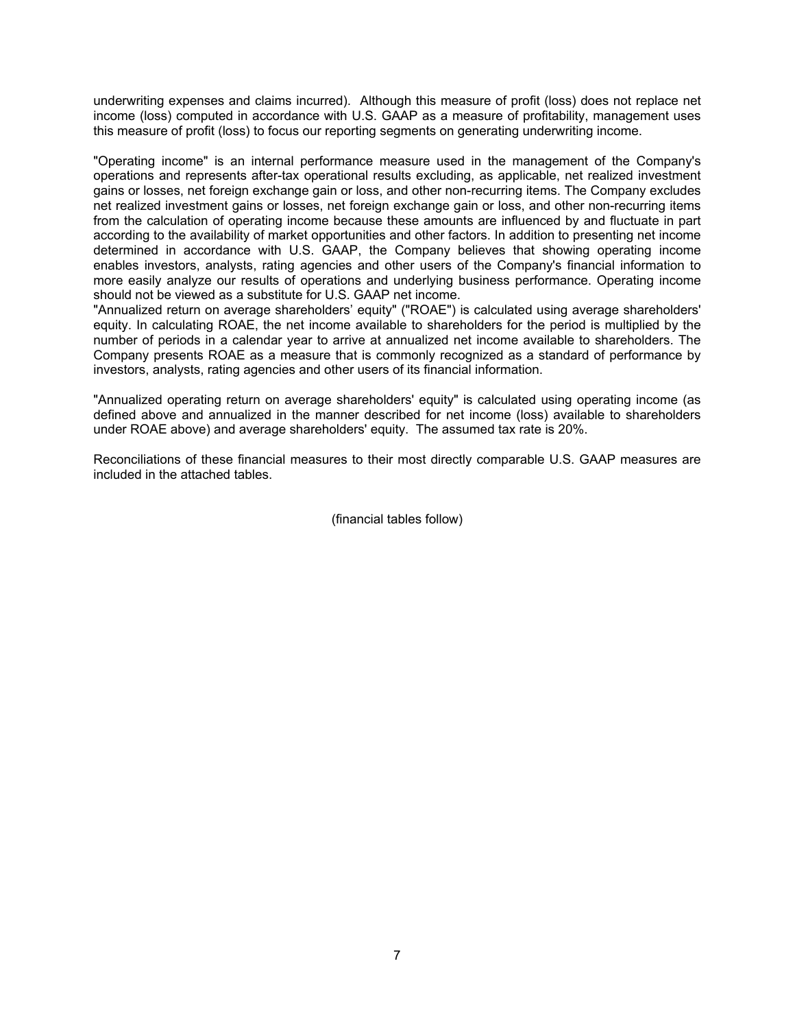underwriting expenses and claims incurred). Although this measure of profit (loss) does not replace net income (loss) computed in accordance with U.S. GAAP as a measure of profitability, management uses this measure of profit (loss) to focus our reporting segments on generating underwriting income.

"Operating income" is an internal performance measure used in the management of the Company's operations and represents after-tax operational results excluding, as applicable, net realized investment gains or losses, net foreign exchange gain or loss, and other non-recurring items. The Company excludes net realized investment gains or losses, net foreign exchange gain or loss, and other non-recurring items from the calculation of operating income because these amounts are influenced by and fluctuate in part according to the availability of market opportunities and other factors. In addition to presenting net income determined in accordance with U.S. GAAP, the Company believes that showing operating income enables investors, analysts, rating agencies and other users of the Company's financial information to more easily analyze our results of operations and underlying business performance. Operating income should not be viewed as a substitute for U.S. GAAP net income.

"Annualized return on average shareholders' equity" ("ROAE") is calculated using average shareholders' equity. In calculating ROAE, the net income available to shareholders for the period is multiplied by the number of periods in a calendar year to arrive at annualized net income available to shareholders. The Company presents ROAE as a measure that is commonly recognized as a standard of performance by investors, analysts, rating agencies and other users of its financial information.

"Annualized operating return on average shareholders' equity" is calculated using operating income (as defined above and annualized in the manner described for net income (loss) available to shareholders under ROAE above) and average shareholders' equity. The assumed tax rate is 20%.

Reconciliations of these financial measures to their most directly comparable U.S. GAAP measures are included in the attached tables.

(financial tables follow)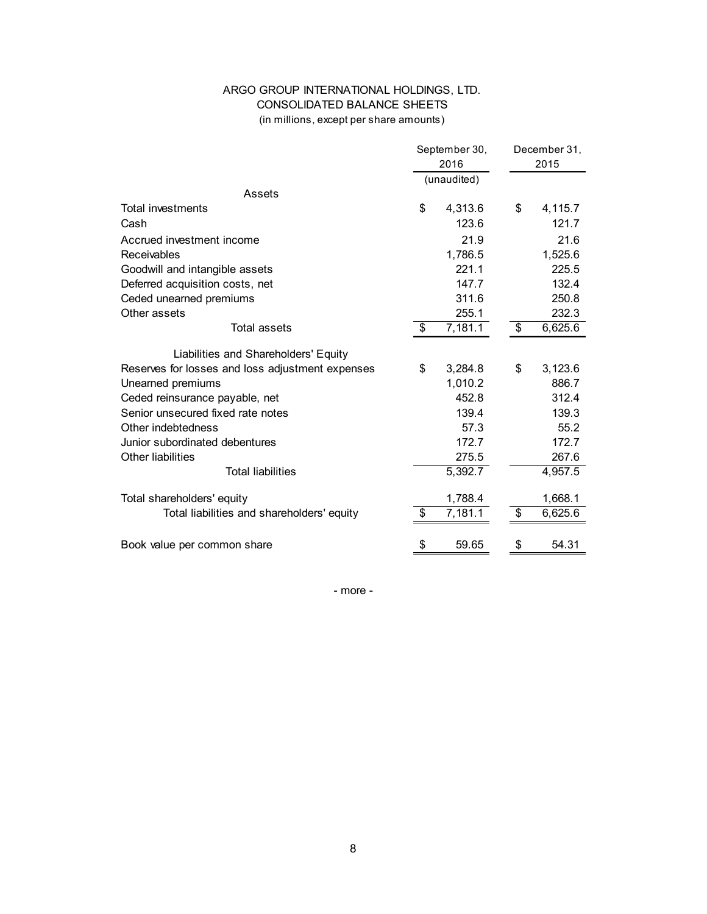# ARGO GROUP INTERNATIONAL HOLDINGS, LTD.

## CONSOLIDATED BALANCE SHEETS

(in millions, except per share amounts)

| | September 30, 2016 | December 31, 2015 |
|---|---|---|
| | (unaudited) | |
| **Assets** | | |
| Total investments | $ 4,313.6 | $ 4,115.7 |
| Cash | 123.6 | 121.7 |
| Accrued investment income | 21.9 | 21.6 |
| Receivables | 1,786.5 | 1,525.6 |
| Goodwill and intangible assets | 221.1 | 225.5 |
| Deferred acquisition costs, net | 147.7 | 132.4 |
| Ceded unearned premiums | 311.6 | 250.8 |
| Other assets | 255.1 | 232.3 |
| Total assets | $ 7,181.1 | $ 6,625.6 |
| **Liabilities and Shareholders' Equity** | | |
| Reserves for losses and loss adjustment expenses | $ 3,284.8 | $ 3,123.6 |
| Unearned premiums | 1,010.2 | 886.7 |
| Ceded reinsurance payable, net | 452.8 | 312.4 |
| Senior unsecured fixed rate notes | 139.4 | 139.3 |
| Other indebtedness | 57.3 | 55.2 |
| Junior subordinated debentures | 172.7 | 172.7 |
| Other liabilities | 275.5 | 267.6 |
| Total liabilities | 5,392.7 | 4,957.5 |
| Total shareholders' equity | 1,788.4 | 1,668.1 |
| Total liabilities and shareholders' equity | $ 7,181.1 | $ 6,625.6 |
| Book value per common share | $ 59.65 | $ 54.31 |

- more -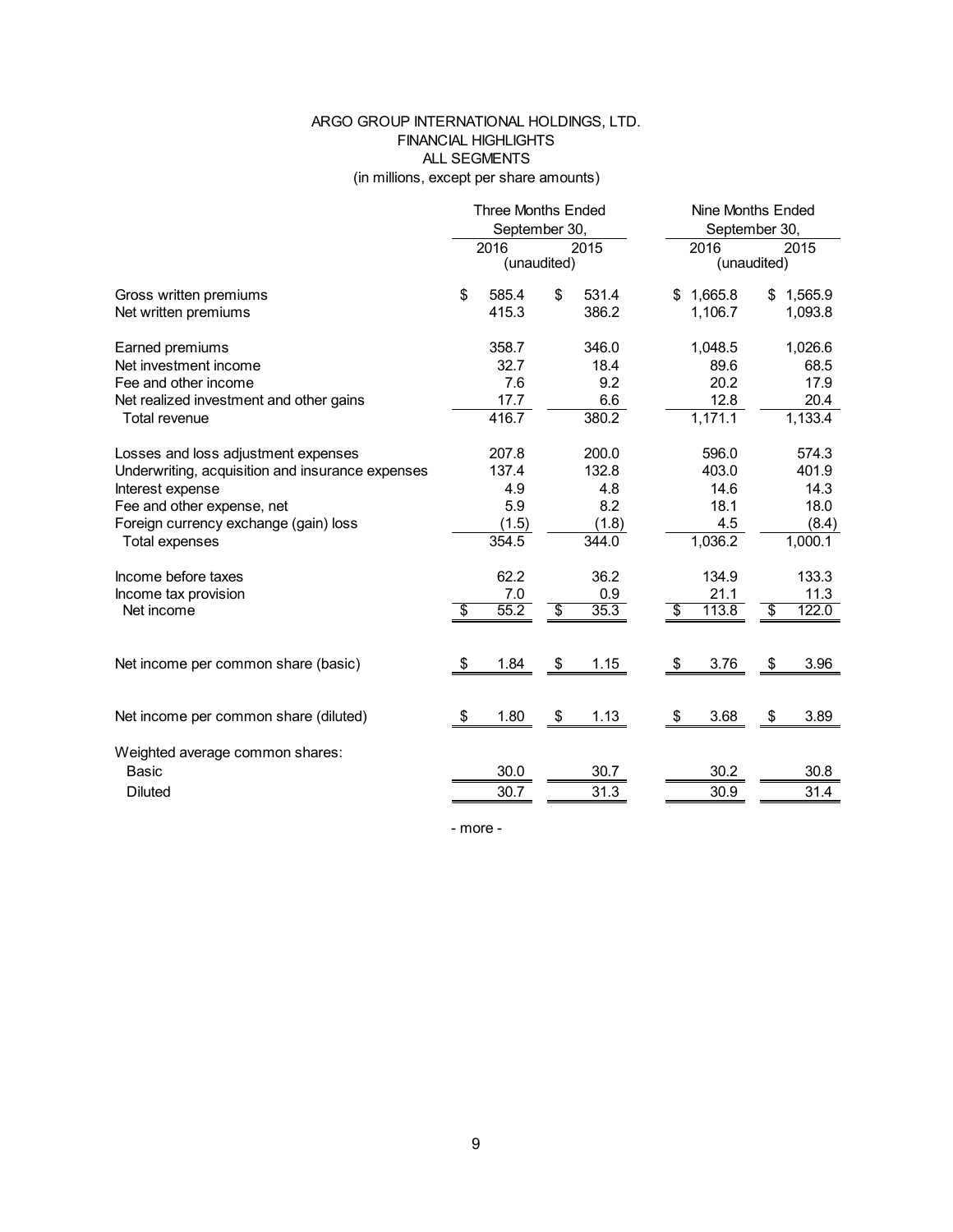# ARGO GROUP INTERNATIONAL HOLDINGS, LTD.
## FINANCIAL HIGHLIGHTS
## ALL SEGMENTS
(in millions, except per share amounts)

| | Three Months Ended September 30, | | Nine Months Ended September 30, | |
|---|---|---|---|---|
| | 2016 | 2015 | 2016 | 2015 |
| | (unaudited) | | (unaudited) | |
| Gross written premiums | $ 585.4 | $ 531.4 | $ 1,665.8 | $ 1,565.9 |
| Net written premiums | 415.3 | 386.2 | 1,106.7 | 1,093.8 |
| | | | | |
| Earned premiums | 358.7 | 346.0 | 1,048.5 | 1,026.6 |
| Net investment income | 32.7 | 18.4 | 89.6 | 68.5 |
| Fee and other income | 7.6 | 9.2 | 20.2 | 17.9 |
| Net realized investment and other gains | 17.7 | 6.6 | 12.8 | 20.4 |
| Total revenue | 416.7 | 380.2 | 1,171.1 | 1,133.4 |
| | | | | |
| Losses and loss adjustment expenses | 207.8 | 200.0 | 596.0 | 574.3 |
| Underwriting, acquisition and insurance expenses | 137.4 | 132.8 | 403.0 | 401.9 |
| Interest expense | 4.9 | 4.8 | 14.6 | 14.3 |
| Fee and other expense, net | 5.9 | 8.2 | 18.1 | 18.0 |
| Foreign currency exchange (gain) loss | (1.5) | (1.8) | 4.5 | (8.4) |
| Total expenses | 354.5 | 344.0 | 1,036.2 | 1,000.1 |
| | | | | |
| Income before taxes | 62.2 | 36.2 | 134.9 | 133.3 |
| Income tax provision | 7.0 | 0.9 | 21.1 | 11.3 |
| Net income | $ 55.2 | $ 35.3 | $ 113.8 | $ 122.0 |
| | | | | |
| Net income per common share (basic) | $ 1.84 | $ 1.15 | $ 3.76 | $ 3.96 |
| | | | | |
| Net income per common share (diluted) | $ 1.80 | $ 1.13 | $ 3.68 | $ 3.89 |
| | | | | |
| Weighted average common shares: | | | | |
| Basic | 30.0 | 30.7 | 30.2 | 30.8 |
| Diluted | 30.7 | 31.3 | 30.9 | 31.4 |

- more -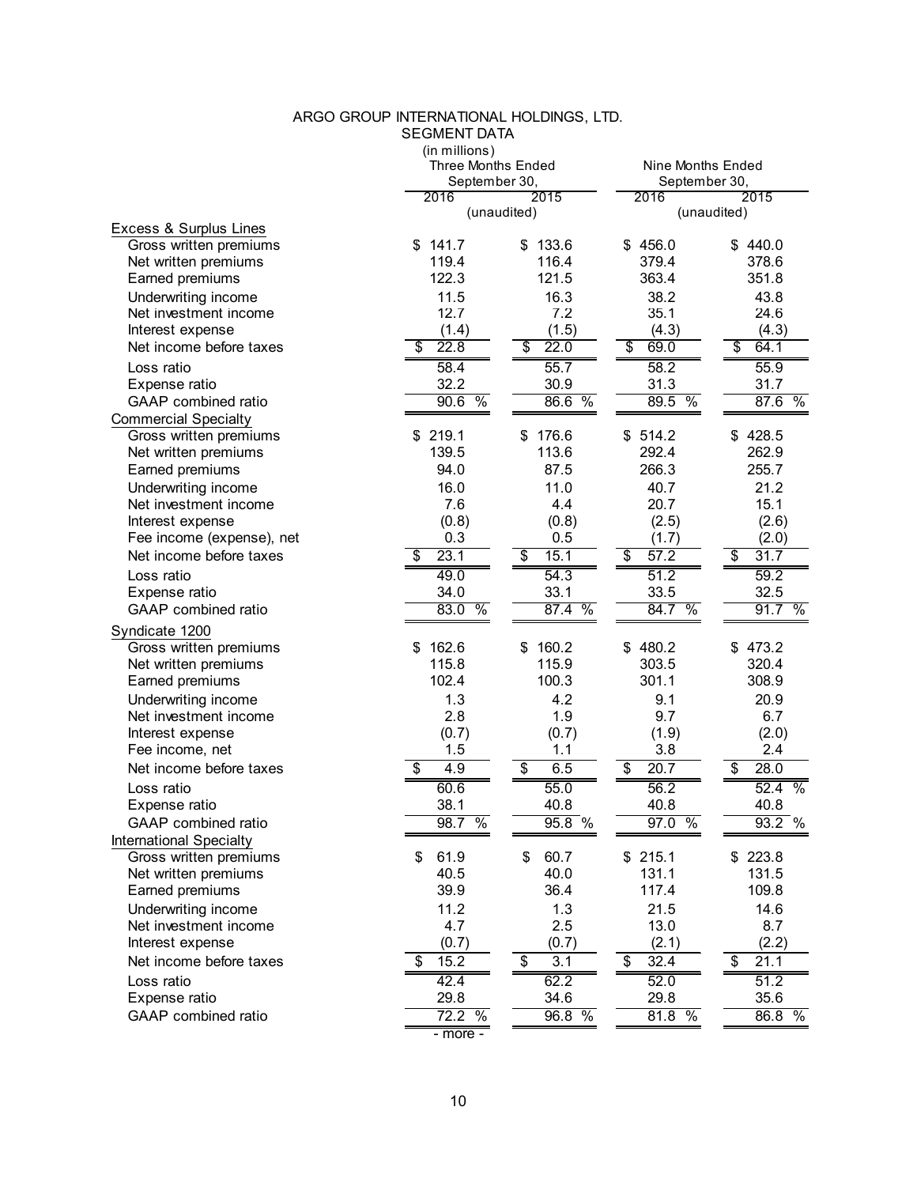# ARGO GROUP INTERNATIONAL HOLDINGS, LTD.
## SEGMENT DATA
(in millions)

| | Three Months Ended September 30, | | Nine Months Ended September 30, | |
|---|---|---|---|---|
| | 2016 | 2015 | 2016 | 2015 |
| | (unaudited) | | (unaudited) | |
| **Excess & Surplus Lines** | | | | |
| Gross written premiums | $ 141.7 | $ 133.6 | $ 456.0 | $ 440.0 |
| Net written premiums | 119.4 | 116.4 | 379.4 | 378.6 |
| Earned premiums | 122.3 | 121.5 | 363.4 | 351.8 |
| Underwriting income | 11.5 | 16.3 | 38.2 | 43.8 |
| Net investment income | 12.7 | 7.2 | 35.1 | 24.6 |
| Interest expense | (1.4) | (1.5) | (4.3) | (4.3) |
| Net income before taxes | $ 22.8 | $ 22.0 | $ 69.0 | $ 64.1 |
| Loss ratio | 58.4 | 55.7 | 58.2 | 55.9 |
| Expense ratio | 32.2 | 30.9 | 31.3 | 31.7 |
| GAAP combined ratio | 90.6 % | 86.6 % | 89.5 % | 87.6 % |
| **Commercial Specialty** | | | | |
| Gross written premiums | $ 219.1 | $ 176.6 | $ 514.2 | $ 428.5 |
| Net written premiums | 139.5 | 113.6 | 292.4 | 262.9 |
| Earned premiums | 94.0 | 87.5 | 266.3 | 255.7 |
| Underwriting income | 16.0 | 11.0 | 40.7 | 21.2 |
| Net investment income | 7.6 | 4.4 | 20.7 | 15.1 |
| Interest expense | (0.8) | (0.8) | (2.5) | (2.6) |
| Fee income (expense), net | 0.3 | 0.5 | (1.7) | (2.0) |
| Net income before taxes | $ 23.1 | $ 15.1 | $ 57.2 | $ 31.7 |
| Loss ratio | 49.0 | 54.3 | 51.2 | 59.2 |
| Expense ratio | 34.0 | 33.1 | 33.5 | 32.5 |
| GAAP combined ratio | 83.0 % | 87.4 % | 84.7 % | 91.7 % |
| **Syndicate 1200** | | | | |
| Gross written premiums | $ 162.6 | $ 160.2 | $ 480.2 | $ 473.2 |
| Net written premiums | 115.8 | 115.9 | 303.5 | 320.4 |
| Earned premiums | 102.4 | 100.3 | 301.1 | 308.9 |
| Underwriting income | 1.3 | 4.2 | 9.1 | 20.9 |
| Net investment income | 2.8 | 1.9 | 9.7 | 6.7 |
| Interest expense | (0.7) | (0.7) | (1.9) | (2.0) |
| Fee income, net | 1.5 | 1.1 | 3.8 | 2.4 |
| Net income before taxes | $ 4.9 | $ 6.5 | $ 20.7 | $ 28.0 |
| Loss ratio | 60.6 | 55.0 | 56.2 | 52.4 % |
| Expense ratio | 38.1 | 40.8 | 40.8 | 40.8 |
| GAAP combined ratio | 98.7 % | 95.8 % | 97.0 % | 93.2 % |
| **International Specialty** | | | | |
| Gross written premiums | $ 61.9 | $ 60.7 | $ 215.1 | $ 223.8 |
| Net written premiums | 40.5 | 40.0 | 131.1 | 131.5 |
| Earned premiums | 39.9 | 36.4 | 117.4 | 109.8 |
| Underwriting income | 11.2 | 1.3 | 21.5 | 14.6 |
| Net investment income | 4.7 | 2.5 | 13.0 | 8.7 |
| Interest expense | (0.7) | (0.7) | (2.1) | (2.2) |
| Net income before taxes | $ 15.2 | $ 3.1 | $ 32.4 | $ 21.1 |
| Loss ratio | 42.4 | 62.2 | 52.0 | 51.2 |
| Expense ratio | 29.8 | 34.6 | 29.8 | 35.6 |
| GAAP combined ratio | 72.2 % | 96.8 % | 81.8 % | 86.8 % |

- more -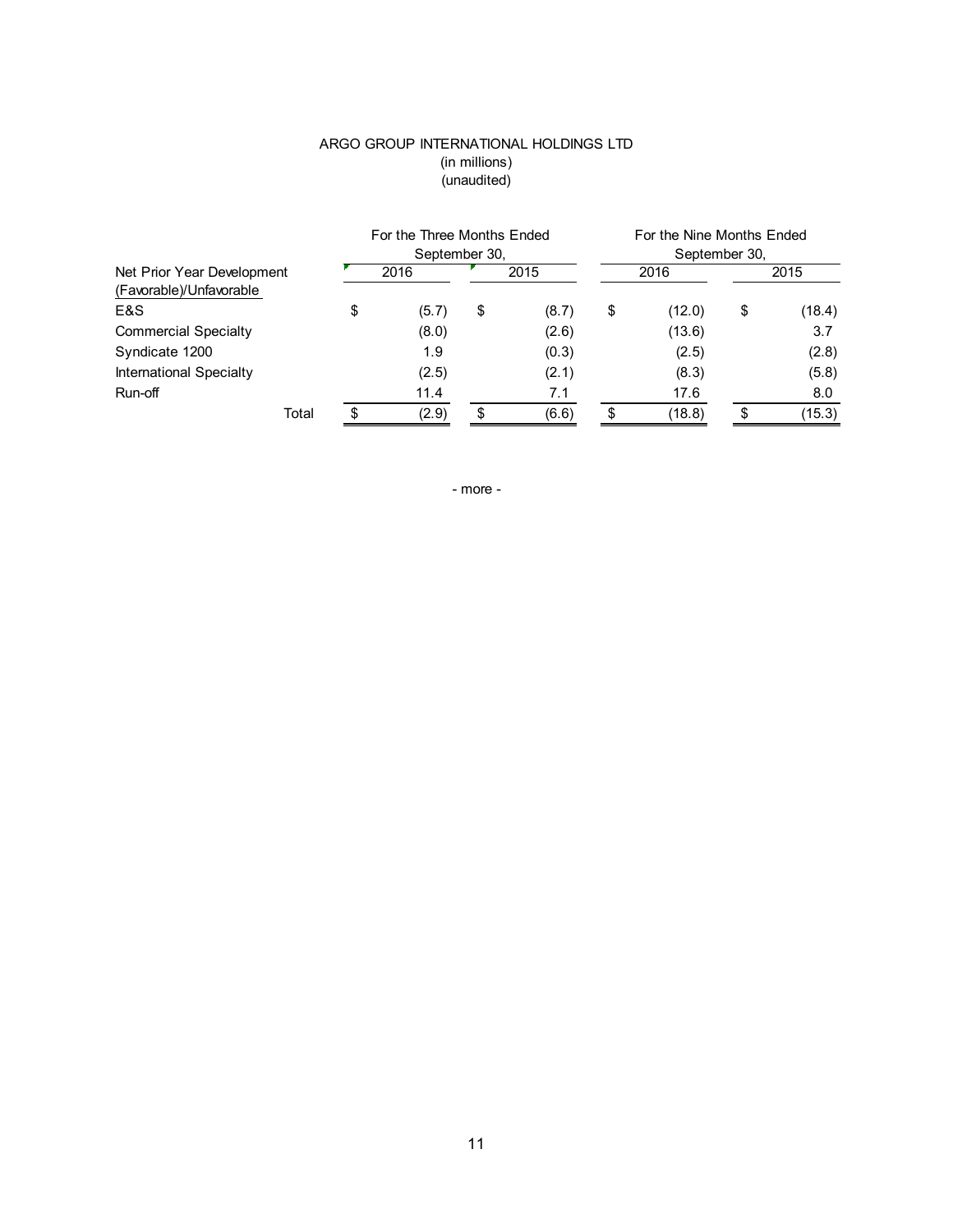ARGO GROUP INTERNATIONAL HOLDINGS LTD
(in millions)
(unaudited)

| Net Prior Year Development (Favorable)/Unfavorable | For the Three Months Ended September 30, 2016 | For the Three Months Ended September 30, 2015 | For the Nine Months Ended September 30, 2016 | For the Nine Months Ended September 30, 2015 |
|---|---|---|---|---|
| E&S | $ (5.7) | $ (8.7) | $ (12.0) | $ (18.4) |
| Commercial Specialty | (8.0) | (2.6) | (13.6) | 3.7 |
| Syndicate 1200 | 1.9 | (0.3) | (2.5) | (2.8) |
| International Specialty | (2.5) | (2.1) | (8.3) | (5.8) |
| Run-off | 11.4 | 7.1 | 17.6 | 8.0 |
| Total | $ (2.9) | $ (6.6) | $ (18.8) | $ (15.3) |

- more -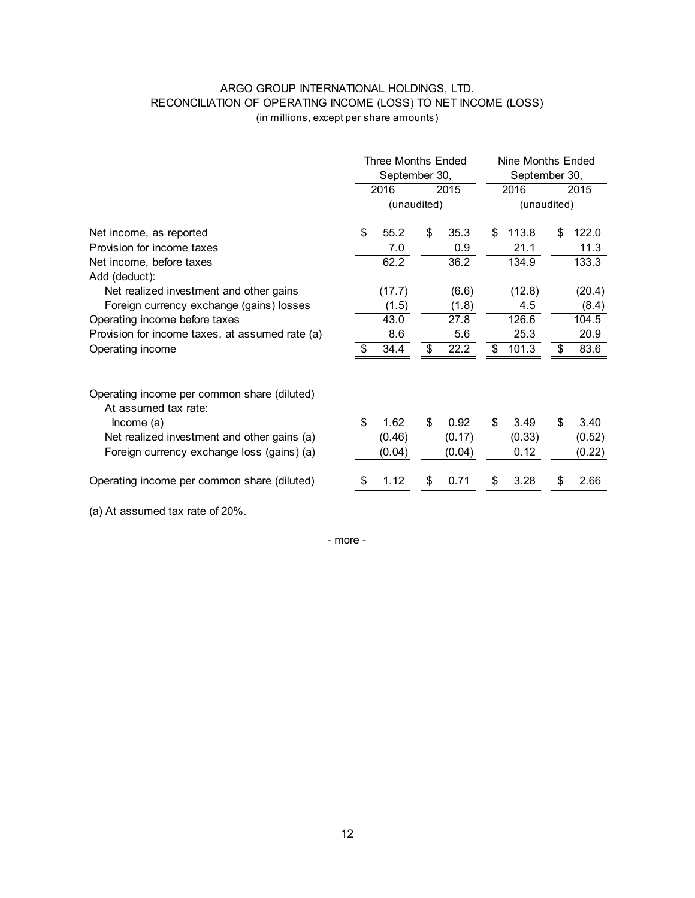ARGO GROUP INTERNATIONAL HOLDINGS, LTD.
RECONCILIATION OF OPERATING INCOME (LOSS) TO NET INCOME (LOSS)
(in millions, except per share amounts)

| | Three Months Ended September 30, | | Nine Months Ended September 30, | |
|---|---|---|---|---|
| | 2016 | 2015 | 2016 | 2015 |
| | (unaudited) | | (unaudited) | |
| Net income, as reported | $ 55.2 | $ 35.3 | $ 113.8 | $ 122.0 |
| Provision for income taxes | 7.0 | 0.9 | 21.1 | 11.3 |
| Net income, before taxes | 62.2 | 36.2 | 134.9 | 133.3 |
| Add (deduct): | | | | |
| Net realized investment and other gains | (17.7) | (6.6) | (12.8) | (20.4) |
| Foreign currency exchange (gains) losses | (1.5) | (1.8) | 4.5 | (8.4) |
| Operating income before taxes | 43.0 | 27.8 | 126.6 | 104.5 |
| Provision for income taxes, at assumed rate (a) | 8.6 | 5.6 | 25.3 | 20.9 |
| Operating income | $ 34.4 | $ 22.2 | $ 101.3 | $ 83.6 |
| | | | | |
| Operating income per common share (diluted) | | | | |
| At assumed tax rate: | | | | |
| Income (a) | $ 1.62 | $ 0.92 | $ 3.49 | $ 3.40 |
| Net realized investment and other gains (a) | (0.46) | (0.17) | (0.33) | (0.52) |
| Foreign currency exchange loss (gains) (a) | (0.04) | (0.04) | 0.12 | (0.22) |
| Operating income per common share (diluted) | $ 1.12 | $ 0.71 | $ 3.28 | $ 2.66 |

(a) At assumed tax rate of 20%.

- more -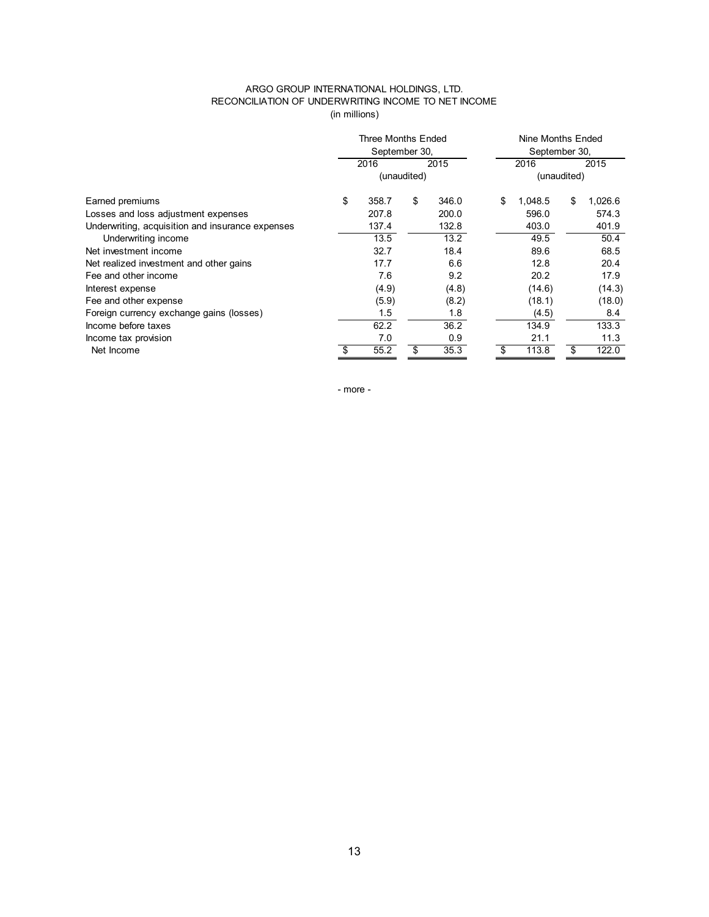ARGO GROUP INTERNATIONAL HOLDINGS, LTD.
RECONCILIATION OF UNDERWRITING INCOME TO NET INCOME
(in millions)

| | Three Months Ended September 30, | | Nine Months Ended September 30, | |
|---|---|---|---|---|
| | 2016 | 2015 | 2016 | 2015 |
| | (unaudited) | | (unaudited) | |
| Earned premiums | $ 358.7 | $ 346.0 | $ 1,048.5 | $ 1,026.6 |
| Losses and loss adjustment expenses | 207.8 | 200.0 | 596.0 | 574.3 |
| Underwriting, acquisition and insurance expenses | 137.4 | 132.8 | 403.0 | 401.9 |
| Underwriting income | 13.5 | 13.2 | 49.5 | 50.4 |
| Net investment income | 32.7 | 18.4 | 89.6 | 68.5 |
| Net realized investment and other gains | 17.7 | 6.6 | 12.8 | 20.4 |
| Fee and other income | 7.6 | 9.2 | 20.2 | 17.9 |
| Interest expense | (4.9) | (4.8) | (14.6) | (14.3) |
| Fee and other expense | (5.9) | (8.2) | (18.1) | (18.0) |
| Foreign currency exchange gains (losses) | 1.5 | 1.8 | (4.5) | 8.4 |
| Income before taxes | 62.2 | 36.2 | 134.9 | 133.3 |
| Income tax provision | 7.0 | 0.9 | 21.1 | 11.3 |
| Net Income | $ 55.2 | $ 35.3 | $ 113.8 | $ 122.0 |

- more -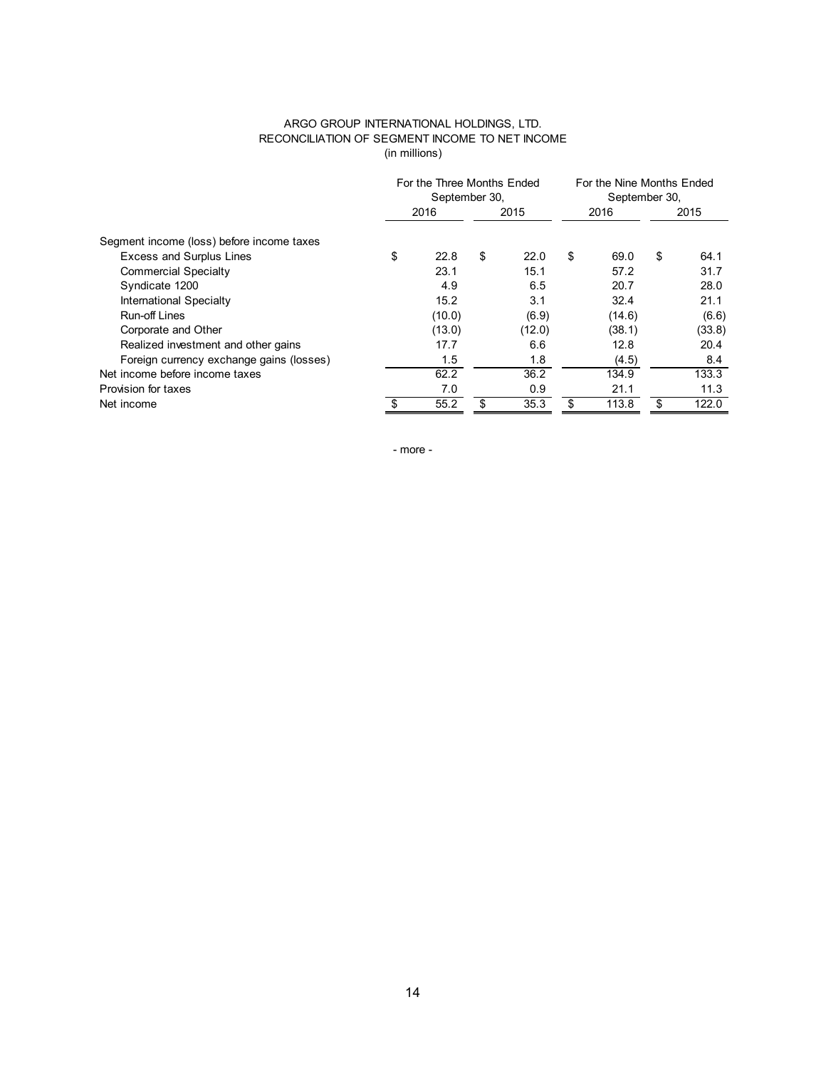ARGO GROUP INTERNATIONAL HOLDINGS, LTD.
RECONCILIATION OF SEGMENT INCOME TO NET INCOME
(in millions)

| | For the Three Months Ended September 30, | | For the Nine Months Ended September 30, | |
|---|---|---|---|---|
| | 2016 | 2015 | 2016 | 2015 |
| Segment income (loss) before income taxes | | | | |
| Excess and Surplus Lines | $ 22.8 | $ 22.0 | $ 69.0 | $ 64.1 |
| Commercial Specialty | 23.1 | 15.1 | 57.2 | 31.7 |
| Syndicate 1200 | 4.9 | 6.5 | 20.7 | 28.0 |
| International Specialty | 15.2 | 3.1 | 32.4 | 21.1 |
| Run-off Lines | (10.0) | (6.9) | (14.6) | (6.6) |
| Corporate and Other | (13.0) | (12.0) | (38.1) | (33.8) |
| Realized investment and other gains | 17.7 | 6.6 | 12.8 | 20.4 |
| Foreign currency exchange gains (losses) | 1.5 | 1.8 | (4.5) | 8.4 |
| Net income before income taxes | 62.2 | 36.2 | 134.9 | 133.3 |
| Provision for taxes | 7.0 | 0.9 | 21.1 | 11.3 |
| Net income | $ 55.2 | $ 35.3 | $ 113.8 | $ 122.0 |

- more -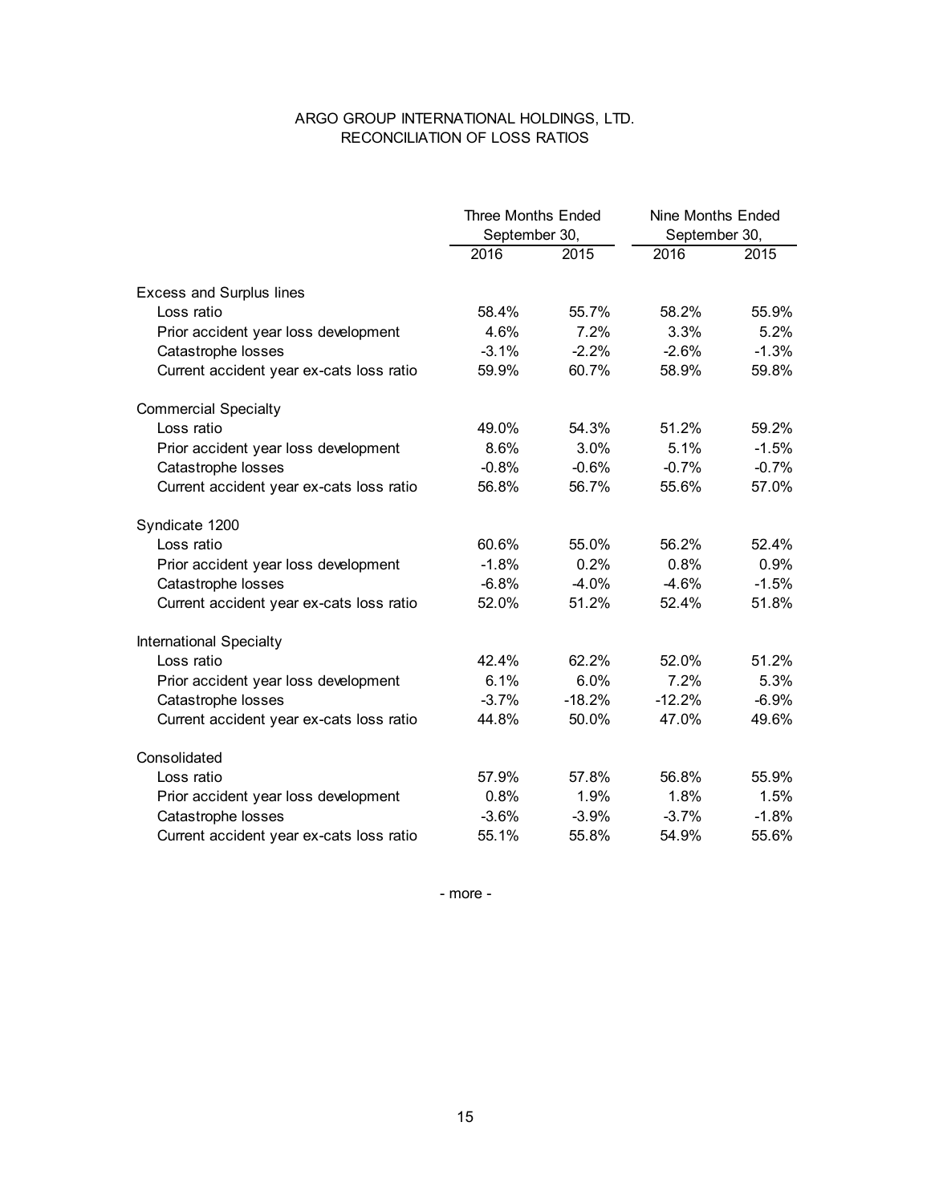# ARGO GROUP INTERNATIONAL HOLDINGS, LTD.
## RECONCILIATION OF LOSS RATIOS

| | Three Months Ended September 30, | | Nine Months Ended September 30, | |
|---|---|---|---|---|
| | 2016 | 2015 | 2016 | 2015 |
| **Excess and Surplus lines** | | | | |
| Loss ratio | 58.4% | 55.7% | 58.2% | 55.9% |
| Prior accident year loss development | 4.6% | 7.2% | 3.3% | 5.2% |
| Catastrophe losses | -3.1% | -2.2% | -2.6% | -1.3% |
| Current accident year ex-cats loss ratio | 59.9% | 60.7% | 58.9% | 59.8% |
| **Commercial Specialty** | | | | |
| Loss ratio | 49.0% | 54.3% | 51.2% | 59.2% |
| Prior accident year loss development | 8.6% | 3.0% | 5.1% | -1.5% |
| Catastrophe losses | -0.8% | -0.6% | -0.7% | -0.7% |
| Current accident year ex-cats loss ratio | 56.8% | 56.7% | 55.6% | 57.0% |
| **Syndicate 1200** | | | | |
| Loss ratio | 60.6% | 55.0% | 56.2% | 52.4% |
| Prior accident year loss development | -1.8% | 0.2% | 0.8% | 0.9% |
| Catastrophe losses | -6.8% | -4.0% | -4.6% | -1.5% |
| Current accident year ex-cats loss ratio | 52.0% | 51.2% | 52.4% | 51.8% |
| **International Specialty** | | | | |
| Loss ratio | 42.4% | 62.2% | 52.0% | 51.2% |
| Prior accident year loss development | 6.1% | 6.0% | 7.2% | 5.3% |
| Catastrophe losses | -3.7% | -18.2% | -12.2% | -6.9% |
| Current accident year ex-cats loss ratio | 44.8% | 50.0% | 47.0% | 49.6% |
| **Consolidated** | | | | |
| Loss ratio | 57.9% | 57.8% | 56.8% | 55.9% |
| Prior accident year loss development | 0.8% | 1.9% | 1.8% | 1.5% |
| Catastrophe losses | -3.6% | -3.9% | -3.7% | -1.8% |
| Current accident year ex-cats loss ratio | 55.1% | 55.8% | 54.9% | 55.6% |

- more -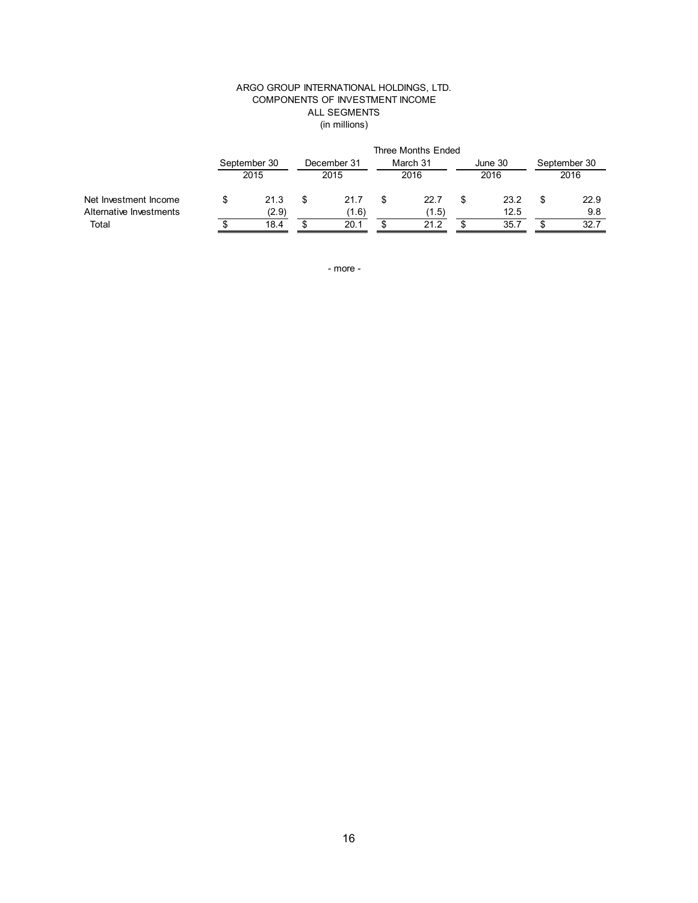ARGO GROUP INTERNATIONAL HOLDINGS, LTD.
COMPONENTS OF INVESTMENT INCOME
ALL SEGMENTS
(in millions)

| | Three Months Ended | | | | |
|---|---|---|---|---|---|
| | September 30 2015 | December 31 2015 | March 31 2016 | June 30 2016 | September 30 2016 |
| Net Investment Income | $ 21.3 | $ 21.7 | $ 22.7 | $ 23.2 | $ 22.9 |
| Alternative Investments | (2.9) | (1.6) | (1.5) | 12.5 | 9.8 |
| Total | $ 18.4 | $ 20.1 | $ 21.2 | $ 35.7 | $ 32.7 |

- more -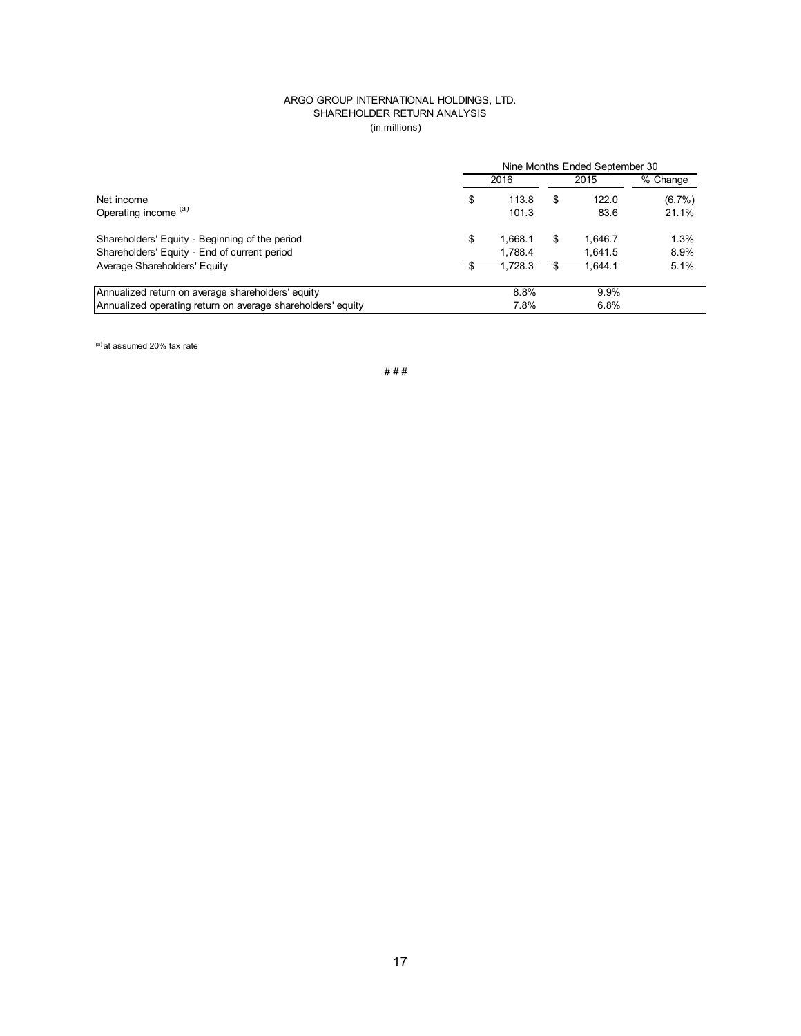ARGO GROUP INTERNATIONAL HOLDINGS, LTD.
SHAREHOLDER RETURN ANALYSIS
(in millions)

| | Nine Months Ended September 30 | | |
|---|---|---|---|
| | 2016 | 2015 | % Change |
| Net income | $ 113.8 | $ 122.0 | (6.7%) |
| Operating income [(a)] | 101.3 | 83.6 | 21.1% |
| Shareholders' Equity - Beginning of the period | $ 1,668.1 | $ 1,646.7 | 1.3% |
| Shareholders' Equity - End of current period | 1,788.4 | 1,641.5 | 8.9% |
| Average Shareholders' Equity | $ 1,728.3 | $ 1,644.1 | 5.1% |
| Annualized return on average shareholders' equity | 8.8% | 9.9% | |
| Annualized operating return on average shareholders' equity | 7.8% | 6.8% | |

[(a)] at assumed 20% tax rate

# # #